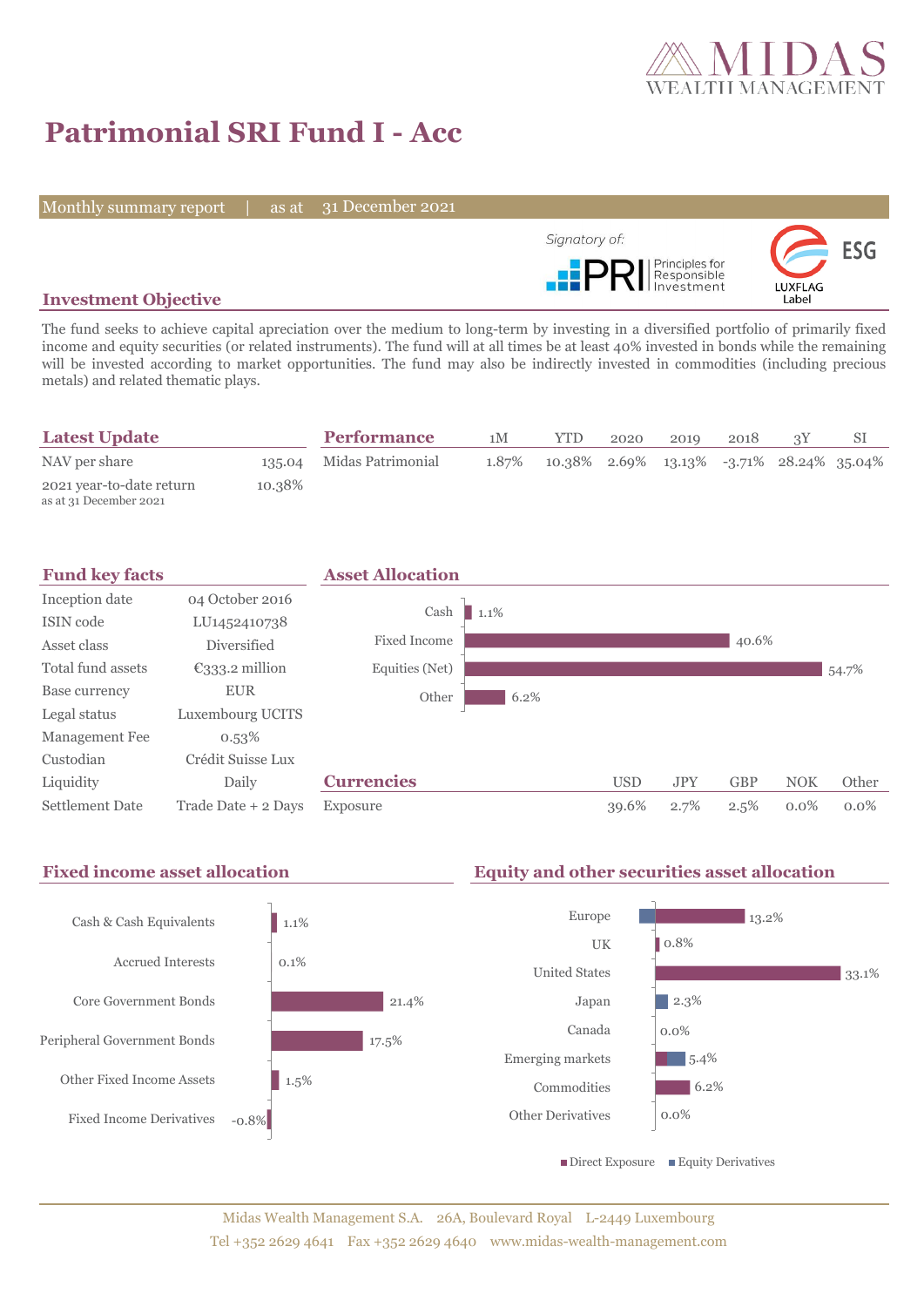# Patrimonial SRI Fund I - Acc

Monthly summary report | as at 31 December 2021

Signatory of: PRI Principles for Responsible Investment

LUXFLAG Label ESG

## Investment Objective

The fund seeks to achieve capital apreciation over the medium to long-term by investing in a diversified portfolio of primarily fixed income and equity securities (or related instruments). The fund will at all times be at least 40% invested in bonds while the remaining will be invested according to market opportunities. The fund may also be indirectly invested in commodities (including precious metals) and related thematic plays.

## Latest Update

| | |
|---|---|
| NAV per share | 135.04 |
| 2021 year-to-date return<br>as at 31 December 2021 | 10.38% |

## Performance

| | 1M | YTD | 2020 | 2019 | 2018 | 3Y | SI |
|---|---|---|---|---|---|---|---|
| Midas Patrimonial | 1.87% | 10.38% | 2.69% | 13.13% | -3.71% | 28.24% | 35.04% |

## Fund key facts

| | |
|---|---|
| Inception date | 04 October 2016 |
| ISIN code | LU1452410738 |
| Asset class | Diversified |
| Total fund assets | €333.2 million |
| Base currency | EUR |
| Legal status | Luxembourg UCITS |
| Management Fee | 0.53% |
| Custodian | Crédit Suisse Lux |
| Liquidity | Daily |
| Settlement Date | Trade Date + 2 Days |

## Asset Allocation

| | |
|---|---|
| Cash | 1.1% |
| Fixed Income | 40.6% |
| Equities (Net) | 54.7% |
| Other | 6.2% |

## Currencies

| | USD | JPY | GBP | NOK | Other |
|---|---|---|---|---|---|
| Exposure | 39.6% | 2.7% | 2.5% | 0.0% | 0.0% |

## Fixed income asset allocation

| | |
|---|---|
| Cash & Cash Equivalents | 1.1% |
| Accrued Interests | 0.1% |
| Core Government Bonds | 21.4% |
| Peripheral Government Bonds | 17.5% |
| Other Fixed Income Assets | 1.5% |
| Fixed Income Derivatives | -0.8% |

## Equity and other securities asset allocation

| | |
|---|---|
| Europe | 13.2% |
| UK | 0.8% |
| United States | 33.1% |
| Japan | 2.3% |
| Canada | 0.0% |
| Emerging markets | 5.4% |
| Commodities | 6.2% |
| Other Derivatives | 0.0% |

Direct Exposure / Equity Derivatives

Midas Wealth Management S.A. 26A, Boulevard Royal L-2449 Luxembourg
Tel +352 2629 4641 Fax +352 2629 4640 www.midas-wealth-management.com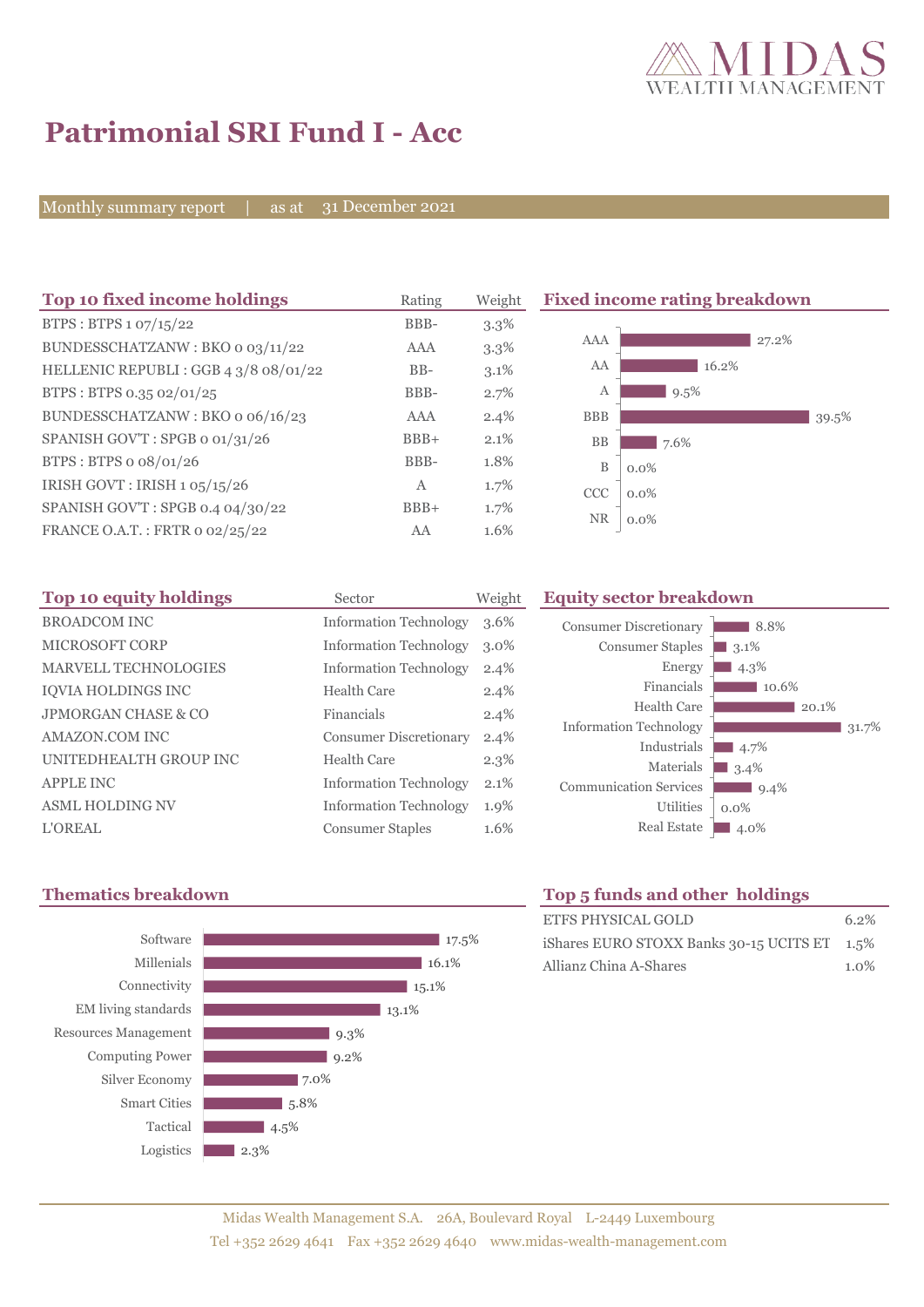# Patrimonial SRI Fund I - Acc

Monthly summary report | as at 31 December 2021

## Top 10 fixed income holdings

| Top 10 fixed income holdings | Rating | Weight |
|---|---|---|
| BTPS : BTPS 1 07/15/22 | BBB- | 3.3% |
| BUNDESSCHATZANW : BKO 0 03/11/22 | AAA | 3.3% |
| HELLENIC REPUBLI : GGB 4 3/8 08/01/22 | BB- | 3.1% |
| BTPS : BTPS 0.35 02/01/25 | BBB- | 2.7% |
| BUNDESSCHATZANW : BKO 0 06/16/23 | AAA | 2.4% |
| SPANISH GOV'T : SPGB 0 01/31/26 | BBB+ | 2.1% |
| BTPS : BTPS 0 08/01/26 | BBB- | 1.8% |
| IRISH GOVT : IRISH 1 05/15/26 | A | 1.7% |
| SPANISH GOV'T : SPGB 0.4 04/30/22 | BBB+ | 1.7% |
| FRANCE O.A.T. : FRTR 0 02/25/22 | AA | 1.6% |

## Fixed income rating breakdown

| Rating | Weight |
|---|---|
| AAA | 27.2% |
| AA | 16.2% |
| A | 9.5% |
| BBB | 39.5% |
| BB | 7.6% |
| B | 0.0% |
| CCC | 0.0% |
| NR | 0.0% |

## Top 10 equity holdings

| Top 10 equity holdings | Sector | Weight |
|---|---|---|
| BROADCOM INC | Information Technology | 3.6% |
| MICROSOFT CORP | Information Technology | 3.0% |
| MARVELL TECHNOLOGIES | Information Technology | 2.4% |
| IQVIA HOLDINGS INC | Health Care | 2.4% |
| JPMORGAN CHASE & CO | Financials | 2.4% |
| AMAZON.COM INC | Consumer Discretionary | 2.4% |
| UNITEDHEALTH GROUP INC | Health Care | 2.3% |
| APPLE INC | Information Technology | 2.1% |
| ASML HOLDING NV | Information Technology | 1.9% |
| L'OREAL | Consumer Staples | 1.6% |

## Equity sector breakdown

| Sector | Weight |
|---|---|
| Consumer Discretionary | 8.8% |
| Consumer Staples | 3.1% |
| Energy | 4.3% |
| Financials | 10.6% |
| Health Care | 20.1% |
| Information Technology | 31.7% |
| Industrials | 4.7% |
| Materials | 3.4% |
| Communication Services | 9.4% |
| Utilities | 0.0% |
| Real Estate | 4.0% |

## Thematics breakdown

| Theme | Weight |
|---|---|
| Software | 17.5% |
| Millenials | 16.1% |
| Connectivity | 15.1% |
| EM living standards | 13.1% |
| Resources Management | 9.3% |
| Computing Power | 9.2% |
| Silver Economy | 7.0% |
| Smart Cities | 5.8% |
| Tactical | 4.5% |
| Logistics | 2.3% |

## Top 5 funds and other holdings

| Holding | Weight |
|---|---|
| ETFS PHYSICAL GOLD | 6.2% |
| iShares EURO STOXX Banks 30-15 UCITS ET | 1.5% |
| Allianz China A-Shares | 1.0% |

Midas Wealth Management S.A. 26A, Boulevard Royal L-2449 Luxembourg
Tel +352 2629 4641 Fax +352 2629 4640 www.midas-wealth-management.com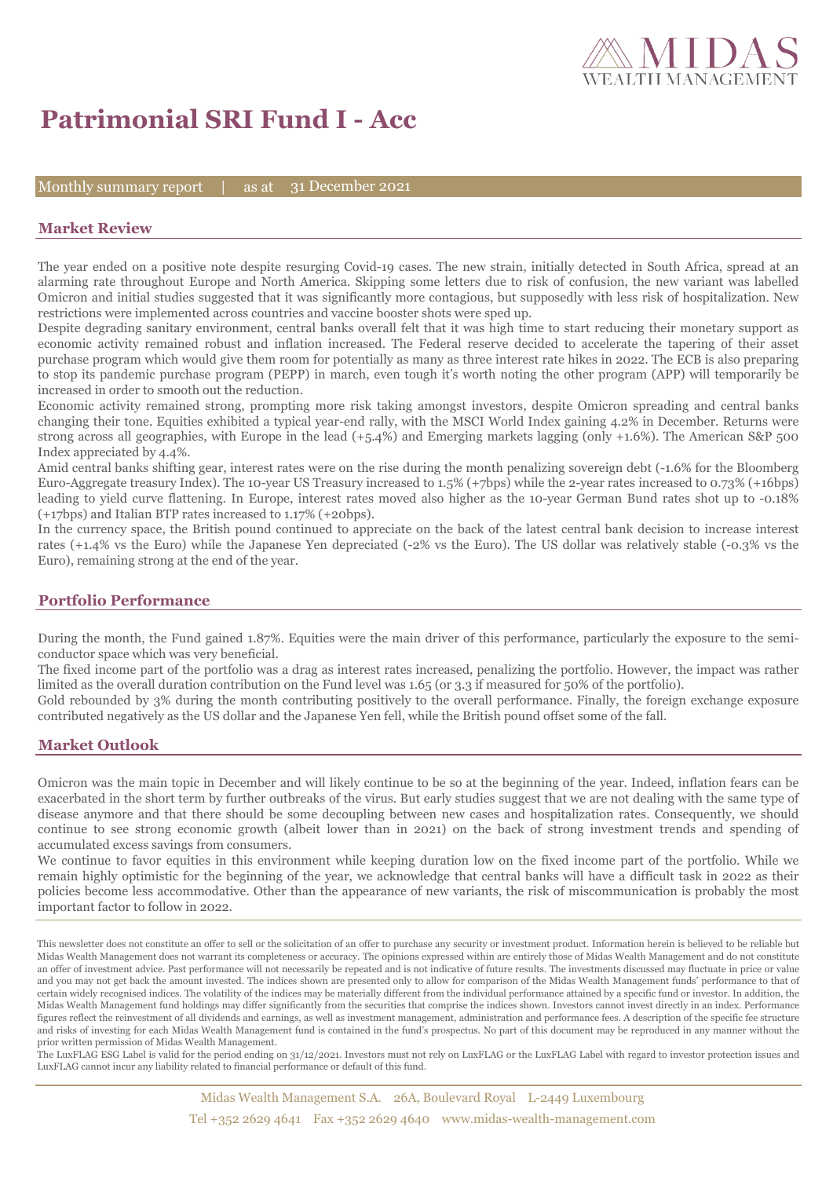# Patrimonial SRI Fund I - Acc

Monthly summary report | as at 31 December 2021

## Market Review

The year ended on a positive note despite resurging Covid-19 cases. The new strain, initially detected in South Africa, spread at an alarming rate throughout Europe and North America. Skipping some letters due to risk of confusion, the new variant was labelled Omicron and initial studies suggested that it was significantly more contagious, but supposedly with less risk of hospitalization. New restrictions were implemented across countries and vaccine booster shots were sped up.

Despite degrading sanitary environment, central banks overall felt that it was high time to start reducing their monetary support as economic activity remained robust and inflation increased. The Federal reserve decided to accelerate the tapering of their asset purchase program which would give them room for potentially as many as three interest rate hikes in 2022. The ECB is also preparing to stop its pandemic purchase program (PEPP) in march, even tough it's worth noting the other program (APP) will temporarily be increased in order to smooth out the reduction.

Economic activity remained strong, prompting more risk taking amongst investors, despite Omicron spreading and central banks changing their tone. Equities exhibited a typical year-end rally, with the MSCI World Index gaining 4.2% in December. Returns were strong across all geographies, with Europe in the lead (+5.4%) and Emerging markets lagging (only +1.6%). The American S&P 500 Index appreciated by 4.4%.

Amid central banks shifting gear, interest rates were on the rise during the month penalizing sovereign debt (-1.6% for the Bloomberg Euro-Aggregate treasury Index). The 10-year US Treasury increased to 1.5% (+7bps) while the 2-year rates increased to 0.73% (+16bps) leading to yield curve flattening. In Europe, interest rates moved also higher as the 10-year German Bund rates shot up to -0.18% (+17bps) and Italian BTP rates increased to 1.17% (+20bps).

In the currency space, the British pound continued to appreciate on the back of the latest central bank decision to increase interest rates (+1.4% vs the Euro) while the Japanese Yen depreciated (-2% vs the Euro). The US dollar was relatively stable (-0.3% vs the Euro), remaining strong at the end of the year.

## Portfolio Performance

During the month, the Fund gained 1.87%. Equities were the main driver of this performance, particularly the exposure to the semi-conductor space which was very beneficial.

The fixed income part of the portfolio was a drag as interest rates increased, penalizing the portfolio. However, the impact was rather limited as the overall duration contribution on the Fund level was 1.65 (or 3.3 if measured for 50% of the portfolio).

Gold rebounded by 3% during the month contributing positively to the overall performance. Finally, the foreign exchange exposure contributed negatively as the US dollar and the Japanese Yen fell, while the British pound offset some of the fall.

## Market Outlook

Omicron was the main topic in December and will likely continue to be so at the beginning of the year. Indeed, inflation fears can be exacerbated in the short term by further outbreaks of the virus. But early studies suggest that we are not dealing with the same type of disease anymore and that there should be some decoupling between new cases and hospitalization rates. Consequently, we should continue to see strong economic growth (albeit lower than in 2021) on the back of strong investment trends and spending of accumulated excess savings from consumers.

We continue to favor equities in this environment while keeping duration low on the fixed income part of the portfolio. While we remain highly optimistic for the beginning of the year, we acknowledge that central banks will have a difficult task in 2022 as their policies become less accommodative. Other than the appearance of new variants, the risk of miscommunication is probably the most important factor to follow in 2022.

This newsletter does not constitute an offer to sell or the solicitation of an offer to purchase any security or investment product. Information herein is believed to be reliable but Midas Wealth Management does not warrant its completeness or accuracy. The opinions expressed within are entirely those of Midas Wealth Management and do not constitute an offer of investment advice. Past performance will not necessarily be repeated and is not indicative of future results. The investments discussed may fluctuate in price or value and you may not get back the amount invested. The indices shown are presented only to allow for comparison of the Midas Wealth Management funds' performance to that of certain widely recognised indices. The volatility of the indices may be materially different from the individual performance attained by a specific fund or investor. In addition, the Midas Wealth Management fund holdings may differ significantly from the securities that comprise the indices shown. Investors cannot invest directly in an index. Performance figures reflect the reinvestment of all dividends and earnings, as well as investment management, administration and performance fees. A description of the specific fee structure and risks of investing for each Midas Wealth Management fund is contained in the fund's prospectus. No part of this document may be reproduced in any manner without the prior written permission of Midas Wealth Management.

The LuxFLAG ESG Label is valid for the period ending on 31/12/2021. Investors must not rely on LuxFLAG or the LuxFLAG Label with regard to investor protection issues and LuxFLAG cannot incur any liability related to financial performance or default of this fund.

Midas Wealth Management S.A. 26A, Boulevard Royal L-2449 Luxembourg
Tel +352 2629 4641 Fax +352 2629 4640 www.midas-wealth-management.com